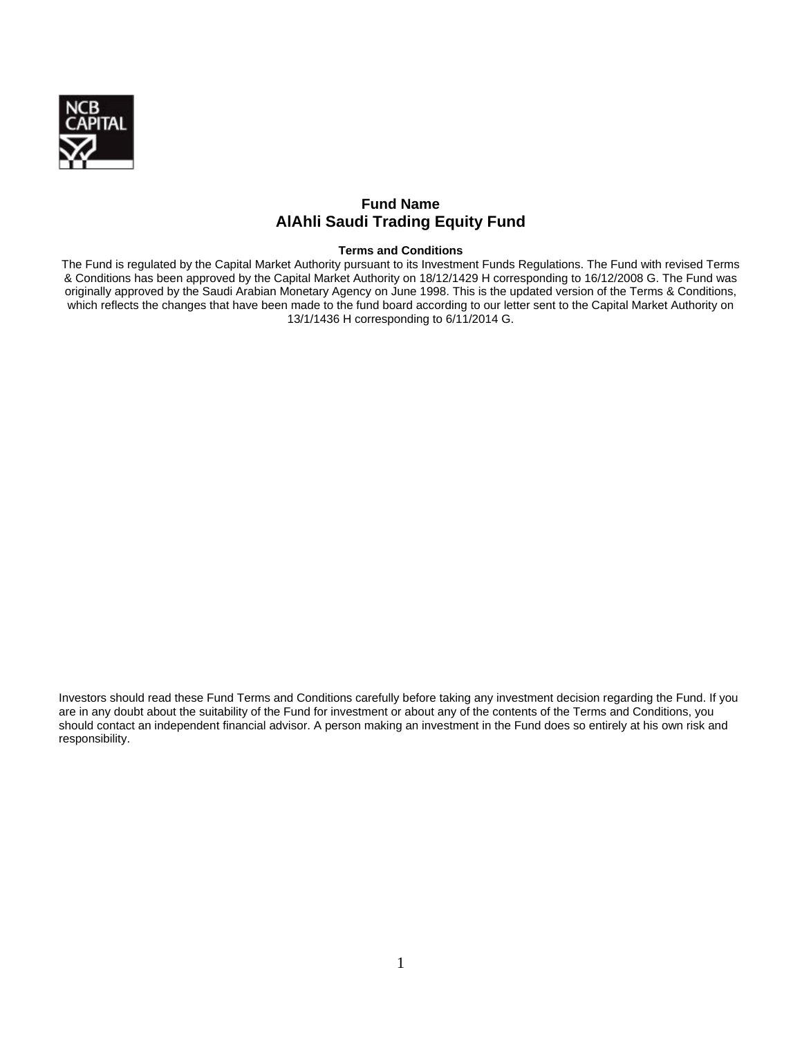# Fund Name
# AlAhli Saudi Trading Equity Fund

**Terms and Conditions**

The Fund is regulated by the Capital Market Authority pursuant to its Investment Funds Regulations. The Fund with revised Terms & Conditions has been approved by the Capital Market Authority on 18/12/1429 H corresponding to 16/12/2008 G. The Fund was originally approved by the Saudi Arabian Monetary Agency on June 1998. This is the updated version of the Terms & Conditions, which reflects the changes that have been made to the fund board according to our letter sent to the Capital Market Authority on 13/1/1436 H corresponding to 6/11/2014 G.

Investors should read these Fund Terms and Conditions carefully before taking any investment decision regarding the Fund. If you are in any doubt about the suitability of the Fund for investment or about any of the contents of the Terms and Conditions, you should contact an independent financial advisor. A person making an investment in the Fund does so entirely at his own risk and responsibility.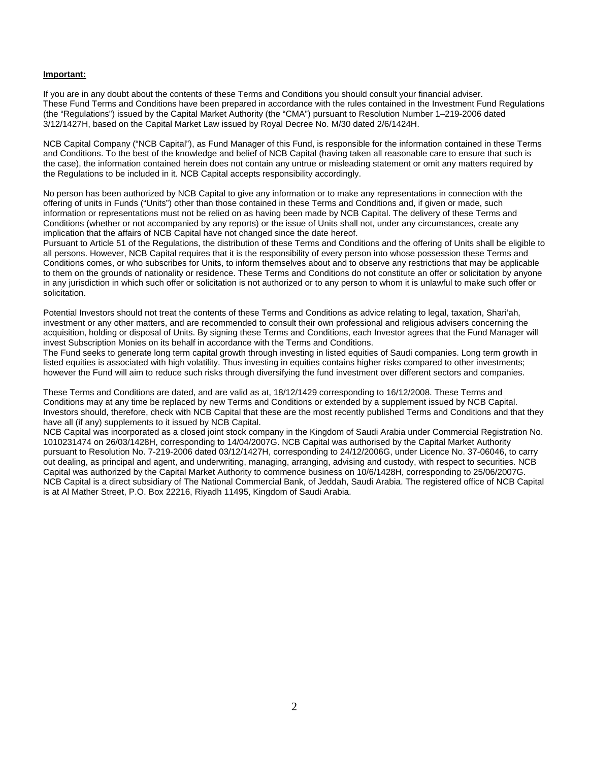**Important:**

If you are in any doubt about the contents of these Terms and Conditions you should consult your financial adviser.
These Fund Terms and Conditions have been prepared in accordance with the rules contained in the Investment Fund Regulations (the "Regulations") issued by the Capital Market Authority (the "CMA") pursuant to Resolution Number 1–219-2006 dated 3/12/1427H, based on the Capital Market Law issued by Royal Decree No. M/30 dated 2/6/1424H.

NCB Capital Company ("NCB Capital"), as Fund Manager of this Fund, is responsible for the information contained in these Terms and Conditions. To the best of the knowledge and belief of NCB Capital (having taken all reasonable care to ensure that such is the case), the information contained herein does not contain any untrue or misleading statement or omit any matters required by the Regulations to be included in it. NCB Capital accepts responsibility accordingly.

No person has been authorized by NCB Capital to give any information or to make any representations in connection with the offering of units in Funds ("Units") other than those contained in these Terms and Conditions and, if given or made, such information or representations must not be relied on as having been made by NCB Capital. The delivery of these Terms and Conditions (whether or not accompanied by any reports) or the issue of Units shall not, under any circumstances, create any implication that the affairs of NCB Capital have not changed since the date hereof.
Pursuant to Article 51 of the Regulations, the distribution of these Terms and Conditions and the offering of Units shall be eligible to all persons. However, NCB Capital requires that it is the responsibility of every person into whose possession these Terms and Conditions comes, or who subscribes for Units, to inform themselves about and to observe any restrictions that may be applicable to them on the grounds of nationality or residence. These Terms and Conditions do not constitute an offer or solicitation by anyone in any jurisdiction in which such offer or solicitation is not authorized or to any person to whom it is unlawful to make such offer or solicitation.

Potential Investors should not treat the contents of these Terms and Conditions as advice relating to legal, taxation, Shari'ah, investment or any other matters, and are recommended to consult their own professional and religious advisers concerning the acquisition, holding or disposal of Units. By signing these Terms and Conditions, each Investor agrees that the Fund Manager will invest Subscription Monies on its behalf in accordance with the Terms and Conditions.
The Fund seeks to generate long term capital growth through investing in listed equities of Saudi companies. Long term growth in listed equities is associated with high volatility. Thus investing in equities contains higher risks compared to other investments; however the Fund will aim to reduce such risks through diversifying the fund investment over different sectors and companies.

These Terms and Conditions are dated, and are valid as at, 18/12/1429 corresponding to 16/12/2008. These Terms and Conditions may at any time be replaced by new Terms and Conditions or extended by a supplement issued by NCB Capital. Investors should, therefore, check with NCB Capital that these are the most recently published Terms and Conditions and that they have all (if any) supplements to it issued by NCB Capital.
NCB Capital was incorporated as a closed joint stock company in the Kingdom of Saudi Arabia under Commercial Registration No. 1010231474 on 26/03/1428H, corresponding to 14/04/2007G. NCB Capital was authorised by the Capital Market Authority pursuant to Resolution No. 7-219-2006 dated 03/12/1427H, corresponding to 24/12/2006G, under Licence No. 37-06046, to carry out dealing, as principal and agent, and underwriting, managing, arranging, advising and custody, with respect to securities. NCB Capital was authorized by the Capital Market Authority to commence business on 10/6/1428H, corresponding to 25/06/2007G. NCB Capital is a direct subsidiary of The National Commercial Bank, of Jeddah, Saudi Arabia. The registered office of NCB Capital is at Al Mather Street, P.O. Box 22216, Riyadh 11495, Kingdom of Saudi Arabia.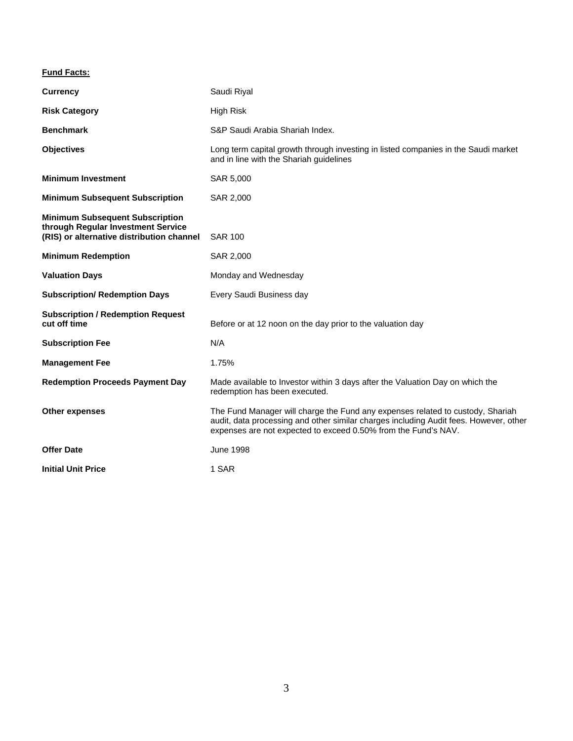**Fund Facts:**

| | |
|---|---|
| **Currency** | Saudi Riyal |
| **Risk Category** | High Risk |
| **Benchmark** | S&P Saudi Arabia Shariah Index. |
| **Objectives** | Long term capital growth through investing in listed companies in the Saudi market and in line with the Shariah guidelines |
| **Minimum Investment** | SAR 5,000 |
| **Minimum Subsequent Subscription** | SAR 2,000 |
| **Minimum Subsequent Subscription through Regular Investment Service (RIS) or alternative distribution channel** | SAR 100 |
| **Minimum Redemption** | SAR 2,000 |
| **Valuation Days** | Monday and Wednesday |
| **Subscription/ Redemption Days** | Every Saudi Business day |
| **Subscription / Redemption Request cut off time** | Before or at 12 noon on the day prior to the valuation day |
| **Subscription Fee** | N/A |
| **Management Fee** | 1.75% |
| **Redemption Proceeds Payment Day** | Made available to Investor within 3 days after the Valuation Day on which the redemption has been executed. |
| **Other expenses** | The Fund Manager will charge the Fund any expenses related to custody, Shariah audit, data processing and other similar charges including Audit fees. However, other expenses are not expected to exceed 0.50% from the Fund's NAV. |
| **Offer Date** | June 1998 |
| **Initial Unit Price** | 1 SAR |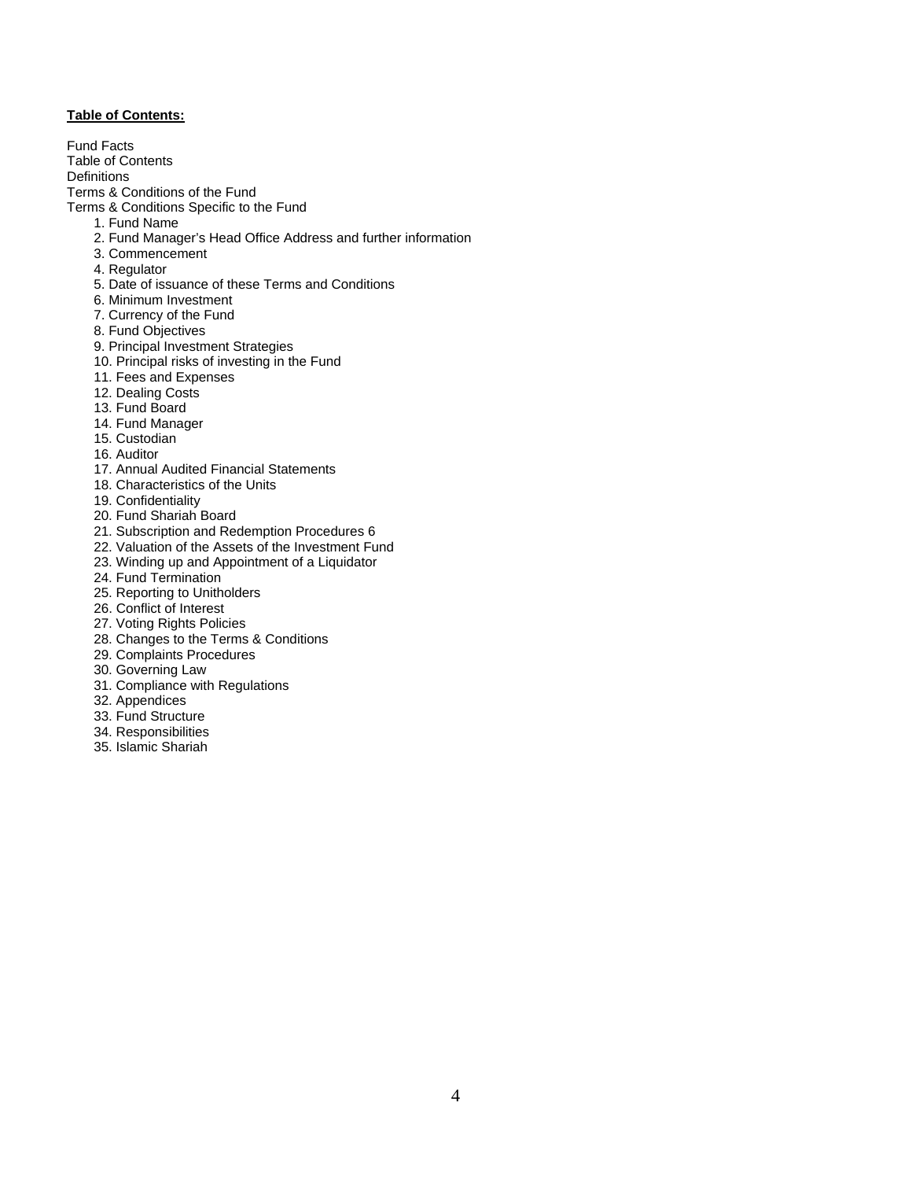**Table of Contents:**

Fund Facts
Table of Contents
Definitions
Terms & Conditions of the Fund
Terms & Conditions Specific to the Fund

1. Fund Name
2. Fund Manager's Head Office Address and further information
3. Commencement
4. Regulator
5. Date of issuance of these Terms and Conditions
6. Minimum Investment
7. Currency of the Fund
8. Fund Objectives
9. Principal Investment Strategies
10. Principal risks of investing in the Fund
11. Fees and Expenses
12. Dealing Costs
13. Fund Board
14. Fund Manager
15. Custodian
16. Auditor
17. Annual Audited Financial Statements
18. Characteristics of the Units
19. Confidentiality
20. Fund Shariah Board
21. Subscription and Redemption Procedures 6
22. Valuation of the Assets of the Investment Fund
23. Winding up and Appointment of a Liquidator
24. Fund Termination
25. Reporting to Unitholders
26. Conflict of Interest
27. Voting Rights Policies
28. Changes to the Terms & Conditions
29. Complaints Procedures
30. Governing Law
31. Compliance with Regulations
32. Appendices
33. Fund Structure
34. Responsibilities
35. Islamic Shariah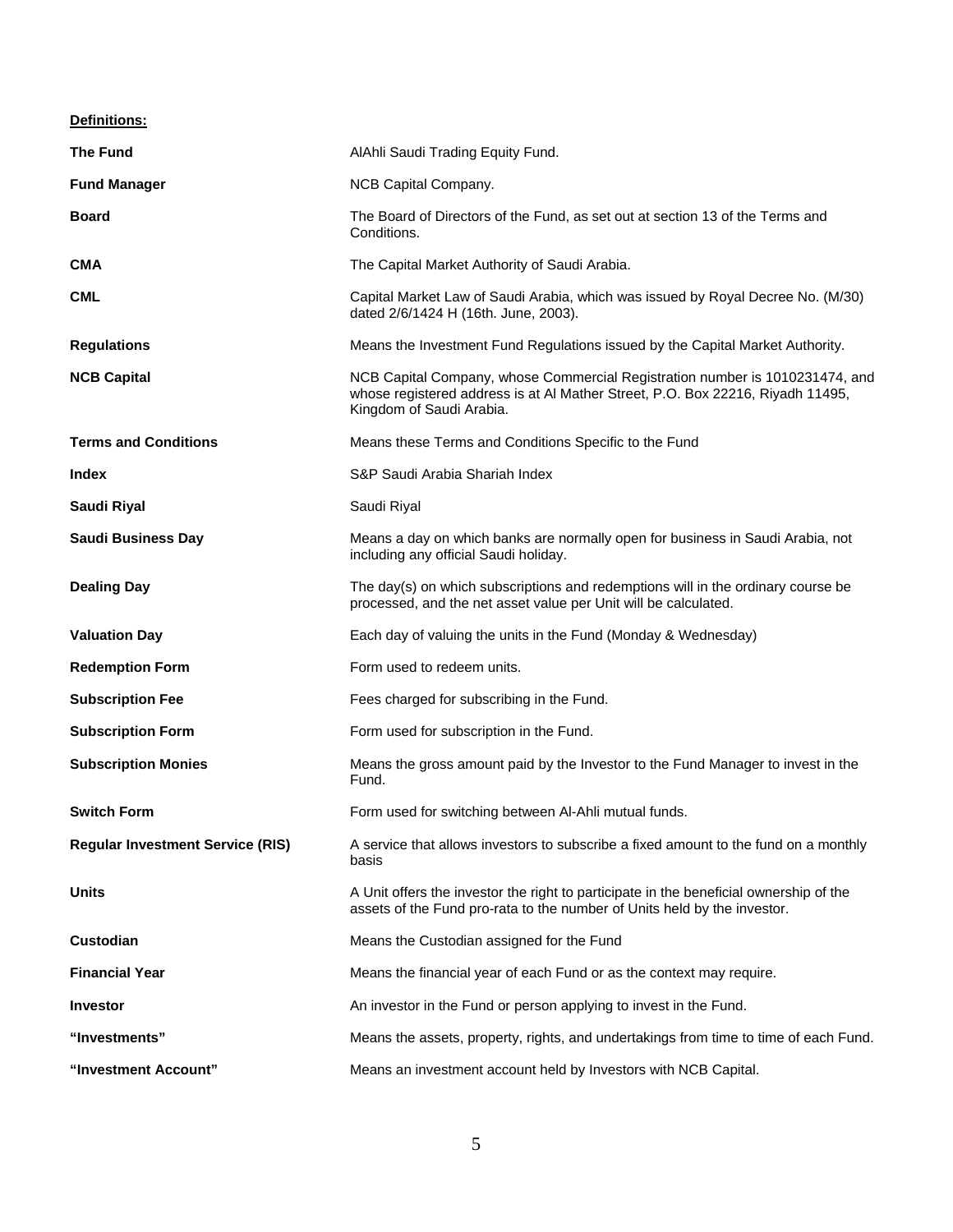**Definitions:**

| | |
|---|---|
| **The Fund** | AlAhli Saudi Trading Equity Fund. |
| **Fund Manager** | NCB Capital Company. |
| **Board** | The Board of Directors of the Fund, as set out at section 13 of the Terms and Conditions. |
| **CMA** | The Capital Market Authority of Saudi Arabia. |
| **CML** | Capital Market Law of Saudi Arabia, which was issued by Royal Decree No. (M/30) dated 2/6/1424 H (16th. June, 2003). |
| **Regulations** | Means the Investment Fund Regulations issued by the Capital Market Authority. |
| **NCB Capital** | NCB Capital Company, whose Commercial Registration number is 1010231474, and whose registered address is at Al Mather Street, P.O. Box 22216, Riyadh 11495, Kingdom of Saudi Arabia. |
| **Terms and Conditions** | Means these Terms and Conditions Specific to the Fund |
| **Index** | S&P Saudi Arabia Shariah Index |
| **Saudi Riyal** | Saudi Riyal |
| **Saudi Business Day** | Means a day on which banks are normally open for business in Saudi Arabia, not including any official Saudi holiday. |
| **Dealing Day** | The day(s) on which subscriptions and redemptions will in the ordinary course be processed, and the net asset value per Unit will be calculated. |
| **Valuation Day** | Each day of valuing the units in the Fund (Monday & Wednesday) |
| **Redemption Form** | Form used to redeem units. |
| **Subscription Fee** | Fees charged for subscribing in the Fund. |
| **Subscription Form** | Form used for subscription in the Fund. |
| **Subscription Monies** | Means the gross amount paid by the Investor to the Fund Manager to invest in the Fund. |
| **Switch Form** | Form used for switching between Al-Ahli mutual funds. |
| **Regular Investment Service (RIS)** | A service that allows investors to subscribe a fixed amount to the fund on a monthly basis |
| **Units** | A Unit offers the investor the right to participate in the beneficial ownership of the assets of the Fund pro-rata to the number of Units held by the investor. |
| **Custodian** | Means the Custodian assigned for the Fund |
| **Financial Year** | Means the financial year of each Fund or as the context may require. |
| **Investor** | An investor in the Fund or person applying to invest in the Fund. |
| **"Investments"** | Means the assets, property, rights, and undertakings from time to time of each Fund. |
| **"Investment Account"** | Means an investment account held by Investors with NCB Capital. |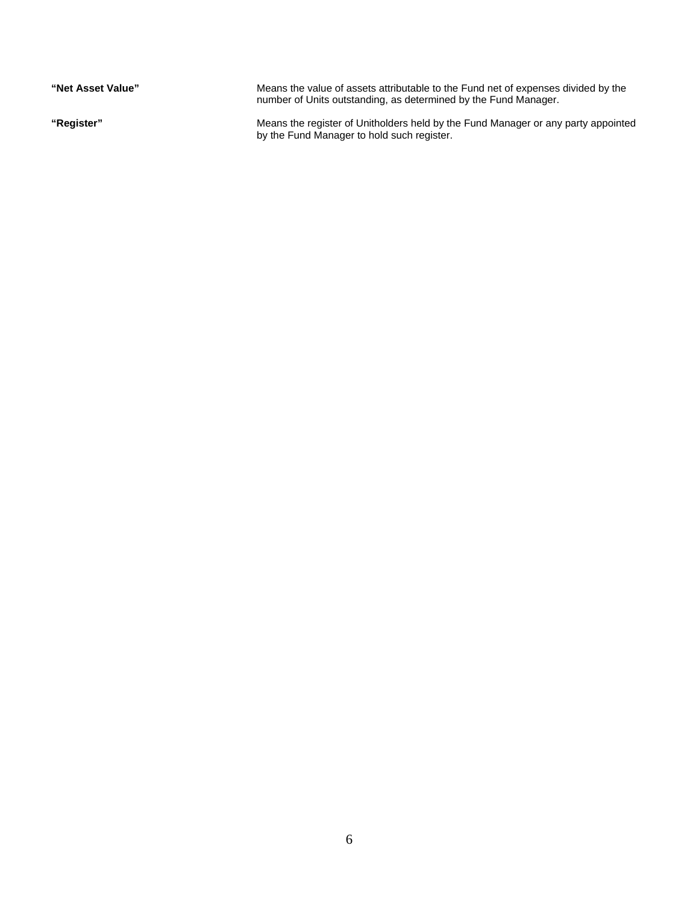**"Net Asset Value"** Means the value of assets attributable to the Fund net of expenses divided by the number of Units outstanding, as determined by the Fund Manager.

**"Register"** Means the register of Unitholders held by the Fund Manager or any party appointed by the Fund Manager to hold such register.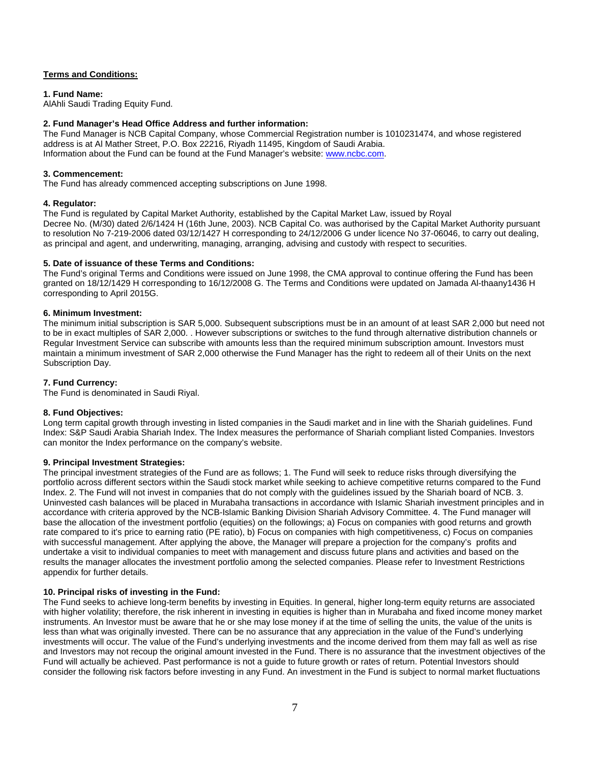**Terms and Conditions:**

**1. Fund Name:**
AlAhli Saudi Trading Equity Fund.

**2. Fund Manager's Head Office Address and further information:**
The Fund Manager is NCB Capital Company, whose Commercial Registration number is 1010231474, and whose registered address is at Al Mather Street, P.O. Box 22216, Riyadh 11495, Kingdom of Saudi Arabia.
Information about the Fund can be found at the Fund Manager's website: www.ncbc.com.

**3. Commencement:**
The Fund has already commenced accepting subscriptions on June 1998.

**4. Regulator:**
The Fund is regulated by Capital Market Authority, established by the Capital Market Law, issued by Royal Decree No. (M/30) dated 2/6/1424 H (16th June, 2003). NCB Capital Co. was authorised by the Capital Market Authority pursuant to resolution No 7-219-2006 dated 03/12/1427 H corresponding to 24/12/2006 G under licence No 37-06046, to carry out dealing, as principal and agent, and underwriting, managing, arranging, advising and custody with respect to securities.

**5. Date of issuance of these Terms and Conditions:**
The Fund's original Terms and Conditions were issued on June 1998, the CMA approval to continue offering the Fund has been granted on 18/12/1429 H corresponding to 16/12/2008 G. The Terms and Conditions were updated on Jamada Al-thaany1436 H corresponding to April 2015G.

**6. Minimum Investment:**
The minimum initial subscription is SAR 5,000. Subsequent subscriptions must be in an amount of at least SAR 2,000 but need not to be in exact multiples of SAR 2,000. . However subscriptions or switches to the fund through alternative distribution channels or Regular Investment Service can subscribe with amounts less than the required minimum subscription amount. Investors must maintain a minimum investment of SAR 2,000 otherwise the Fund Manager has the right to redeem all of their Units on the next Subscription Day.

**7. Fund Currency:**
The Fund is denominated in Saudi Riyal.

**8. Fund Objectives:**
Long term capital growth through investing in listed companies in the Saudi market and in line with the Shariah guidelines. Fund Index: S&P Saudi Arabia Shariah Index. The Index measures the performance of Shariah compliant listed Companies. Investors can monitor the Index performance on the company's website.

**9. Principal Investment Strategies:**
The principal investment strategies of the Fund are as follows; 1. The Fund will seek to reduce risks through diversifying the portfolio across different sectors within the Saudi stock market while seeking to achieve competitive returns compared to the Fund Index. 2. The Fund will not invest in companies that do not comply with the guidelines issued by the Shariah board of NCB. 3. Uninvested cash balances will be placed in Murabaha transactions in accordance with Islamic Shariah investment principles and in accordance with criteria approved by the NCB-Islamic Banking Division Shariah Advisory Committee. 4. The Fund manager will base the allocation of the investment portfolio (equities) on the followings; a) Focus on companies with good returns and growth rate compared to it's price to earning ratio (PE ratio), b) Focus on companies with high competitiveness, c) Focus on companies with successful management. After applying the above, the Manager will prepare a projection for the company's profits and undertake a visit to individual companies to meet with management and discuss future plans and activities and based on the results the manager allocates the investment portfolio among the selected companies. Please refer to Investment Restrictions appendix for further details.

**10. Principal risks of investing in the Fund:**
The Fund seeks to achieve long-term benefits by investing in Equities. In general, higher long-term equity returns are associated with higher volatility; therefore, the risk inherent in investing in equities is higher than in Murabaha and fixed income money market instruments. An Investor must be aware that he or she may lose money if at the time of selling the units, the value of the units is less than what was originally invested. There can be no assurance that any appreciation in the value of the Fund's underlying investments will occur. The value of the Fund's underlying investments and the income derived from them may fall as well as rise and Investors may not recoup the original amount invested in the Fund. There is no assurance that the investment objectives of the Fund will actually be achieved. Past performance is not a guide to future growth or rates of return. Potential Investors should consider the following risk factors before investing in any Fund. An investment in the Fund is subject to normal market fluctuations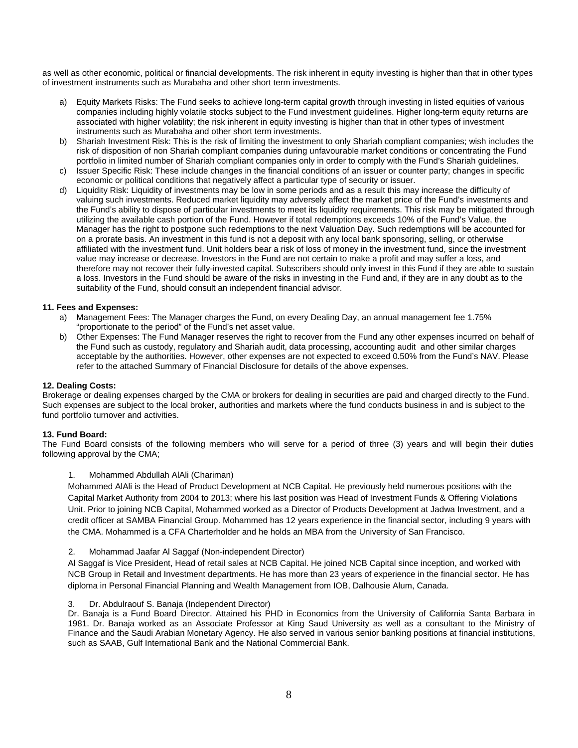as well as other economic, political or financial developments. The risk inherent in equity investing is higher than that in other types of investment instruments such as Murabaha and other short term investments.

a) Equity Markets Risks: The Fund seeks to achieve long-term capital growth through investing in listed equities of various companies including highly volatile stocks subject to the Fund investment guidelines. Higher long-term equity returns are associated with higher volatility; the risk inherent in equity investing is higher than that in other types of investment instruments such as Murabaha and other short term investments.
b) Shariah Investment Risk: This is the risk of limiting the investment to only Shariah compliant companies; wish includes the risk of disposition of non Shariah compliant companies during unfavourable market conditions or concentrating the Fund portfolio in limited number of Shariah compliant companies only in order to comply with the Fund's Shariah guidelines.
c) Issuer Specific Risk: These include changes in the financial conditions of an issuer or counter party; changes in specific economic or political conditions that negatively affect a particular type of security or issuer.
d) Liquidity Risk: Liquidity of investments may be low in some periods and as a result this may increase the difficulty of valuing such investments. Reduced market liquidity may adversely affect the market price of the Fund's investments and the Fund's ability to dispose of particular investments to meet its liquidity requirements. This risk may be mitigated through utilizing the available cash portion of the Fund. However if total redemptions exceeds 10% of the Fund's Value, the Manager has the right to postpone such redemptions to the next Valuation Day. Such redemptions will be accounted for on a prorate basis. An investment in this fund is not a deposit with any local bank sponsoring, selling, or otherwise affiliated with the investment fund. Unit holders bear a risk of loss of money in the investment fund, since the investment value may increase or decrease. Investors in the Fund are not certain to make a profit and may suffer a loss, and therefore may not recover their fully-invested capital. Subscribers should only invest in this Fund if they are able to sustain a loss. Investors in the Fund should be aware of the risks in investing in the Fund and, if they are in any doubt as to the suitability of the Fund, should consult an independent financial advisor.

**11. Fees and Expenses:**

a) Management Fees: The Manager charges the Fund, on every Dealing Day, an annual management fee 1.75% "proportionate to the period" of the Fund's net asset value.
b) Other Expenses: The Fund Manager reserves the right to recover from the Fund any other expenses incurred on behalf of the Fund such as custody, regulatory and Shariah audit, data processing, accounting audit and other similar charges acceptable by the authorities. However, other expenses are not expected to exceed 0.50% from the Fund's NAV. Please refer to the attached Summary of Financial Disclosure for details of the above expenses.

**12. Dealing Costs:**

Brokerage or dealing expenses charged by the CMA or brokers for dealing in securities are paid and charged directly to the Fund. Such expenses are subject to the local broker, authorities and markets where the fund conducts business in and is subject to the fund portfolio turnover and activities.

**13. Fund Board:**

The Fund Board consists of the following members who will serve for a period of three (3) years and will begin their duties following approval by the CMA;

1. Mohammed Abdullah AlAli (Chariman)

Mohammed AlAli is the Head of Product Development at NCB Capital. He previously held numerous positions with the Capital Market Authority from 2004 to 2013; where his last position was Head of Investment Funds & Offering Violations Unit. Prior to joining NCB Capital, Mohammed worked as a Director of Products Development at Jadwa Investment, and a credit officer at SAMBA Financial Group. Mohammed has 12 years experience in the financial sector, including 9 years with the CMA. Mohammed is a CFA Charterholder and he holds an MBA from the University of San Francisco.

2. Mohammad Jaafar Al Saggaf (Non-independent Director)

Al Saggaf is Vice President, Head of retail sales at NCB Capital. He joined NCB Capital since inception, and worked with NCB Group in Retail and Investment departments. He has more than 23 years of experience in the financial sector. He has diploma in Personal Financial Planning and Wealth Management from IOB, Dalhousie Alum, Canada.

3. Dr. Abdulraouf S. Banaja (Independent Director)

Dr. Banaja is a Fund Board Director. Attained his PHD in Economics from the University of California Santa Barbara in 1981. Dr. Banaja worked as an Associate Professor at King Saud University as well as a consultant to the Ministry of Finance and the Saudi Arabian Monetary Agency. He also served in various senior banking positions at financial institutions, such as SAAB, Gulf International Bank and the National Commercial Bank.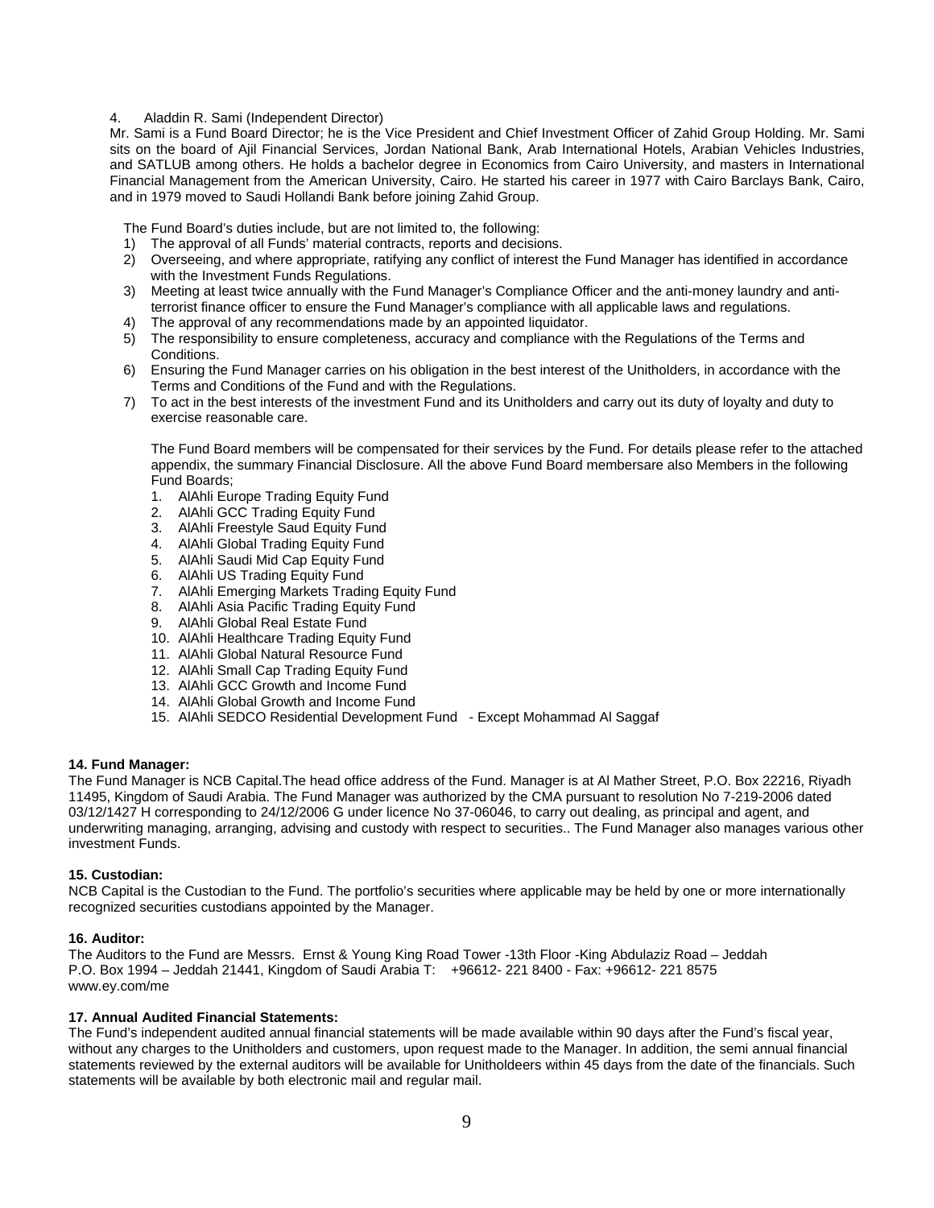4. Aladdin R. Sami (Independent Director)

Mr. Sami is a Fund Board Director; he is the Vice President and Chief Investment Officer of Zahid Group Holding. Mr. Sami sits on the board of Ajil Financial Services, Jordan National Bank, Arab International Hotels, Arabian Vehicles Industries, and SATLUB among others. He holds a bachelor degree in Economics from Cairo University, and masters in International Financial Management from the American University, Cairo. He started his career in 1977 with Cairo Barclays Bank, Cairo, and in 1979 moved to Saudi Hollandi Bank before joining Zahid Group.

The Fund Board's duties include, but are not limited to, the following:

1) The approval of all Funds' material contracts, reports and decisions.
2) Overseeing, and where appropriate, ratifying any conflict of interest the Fund Manager has identified in accordance with the Investment Funds Regulations.
3) Meeting at least twice annually with the Fund Manager's Compliance Officer and the anti-money laundry and anti-terrorist finance officer to ensure the Fund Manager's compliance with all applicable laws and regulations.
4) The approval of any recommendations made by an appointed liquidator.
5) The responsibility to ensure completeness, accuracy and compliance with the Regulations of the Terms and Conditions.
6) Ensuring the Fund Manager carries on his obligation in the best interest of the Unitholders, in accordance with the Terms and Conditions of the Fund and with the Regulations.
7) To act in the best interests of the investment Fund and its Unitholders and carry out its duty of loyalty and duty to exercise reasonable care.

The Fund Board members will be compensated for their services by the Fund. For details please refer to the attached appendix, the summary Financial Disclosure. All the above Fund Board membersare also Members in the following Fund Boards;

1. AlAhli Europe Trading Equity Fund
2. AlAhli GCC Trading Equity Fund
3. AlAhli Freestyle Saud Equity Fund
4. AlAhli Global Trading Equity Fund
5. AlAhli Saudi Mid Cap Equity Fund
6. AlAhli US Trading Equity Fund
7. AlAhli Emerging Markets Trading Equity Fund
8. AlAhli Asia Pacific Trading Equity Fund
9. AlAhli Global Real Estate Fund
10. AlAhli Healthcare Trading Equity Fund
11. AlAhli Global Natural Resource Fund
12. AlAhli Small Cap Trading Equity Fund
13. AlAhli GCC Growth and Income Fund
14. AlAhli Global Growth and Income Fund
15. AlAhli SEDCO Residential Development Fund - Except Mohammad Al Saggaf

**14. Fund Manager:**

The Fund Manager is NCB Capital.The head office address of the Fund. Manager is at Al Mather Street, P.O. Box 22216, Riyadh 11495, Kingdom of Saudi Arabia. The Fund Manager was authorized by the CMA pursuant to resolution No 7-219-2006 dated 03/12/1427 H corresponding to 24/12/2006 G under licence No 37-06046, to carry out dealing, as principal and agent, and underwriting managing, arranging, advising and custody with respect to securities.. The Fund Manager also manages various other investment Funds.

**15. Custodian:**

NCB Capital is the Custodian to the Fund. The portfolio's securities where applicable may be held by one or more internationally recognized securities custodians appointed by the Manager.

**16. Auditor:**

The Auditors to the Fund are Messrs. Ernst & Young King Road Tower -13th Floor -King Abdulaziz Road – Jeddah P.O. Box 1994 – Jeddah 21441, Kingdom of Saudi Arabia T: +96612- 221 8400 - Fax: +96612- 221 8575 www.ey.com/me

**17. Annual Audited Financial Statements:**

The Fund's independent audited annual financial statements will be made available within 90 days after the Fund's fiscal year, without any charges to the Unitholders and customers, upon request made to the Manager. In addition, the semi annual financial statements reviewed by the external auditors will be available for Unitholdeers within 45 days from the date of the financials. Such statements will be available by both electronic mail and regular mail.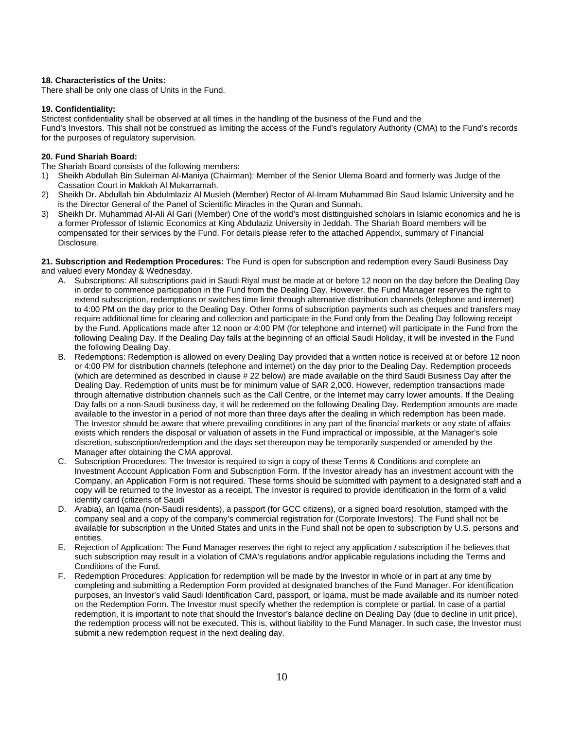**18. Characteristics of the Units:**
There shall be only one class of Units in the Fund.

**19. Confidentiality:**
Strictest confidentiality shall be observed at all times in the handling of the business of the Fund and the Fund's Investors. This shall not be construed as limiting the access of the Fund's regulatory Authority (CMA) to the Fund's records for the purposes of regulatory supervision.

**20. Fund Shariah Board:**
The Shariah Board consists of the following members:

1) Sheikh Abdullah Bin Suleiman Al-Maniya (Chairman): Member of the Senior Ulema Board and formerly was Judge of the Cassation Court in Makkah Al Mukarramah.
2) Sheikh Dr. Abdullah bin Abdulmlaziz Al Musleh (Member) Rector of Al-Imam Muhammad Bin Saud Islamic University and he is the Director General of the Panel of Scientific Miracles in the Quran and Sunnah.
3) Sheikh Dr. Muhammad Al-Ali Al Gari (Member) One of the world's most disttinguished scholars in Islamic economics and he is a former Professor of Islamic Economics at King Abdulaziz University in Jeddah. The Shariah Board members will be compensated for their services by the Fund. For details please refer to the attached Appendix, summary of Financial Disclosure.

**21. Subscription and Redemption Procedures:** The Fund is open for subscription and redemption every Saudi Business Day and valued every Monday & Wednesday.

A. Subscriptions: All subscriptions paid in Saudi Riyal must be made at or before 12 noon on the day before the Dealing Day in order to commence participation in the Fund from the Dealing Day. However, the Fund Manager reserves the right to extend subscription, redemptions or switches time limit through alternative distribution channels (telephone and internet) to 4:00 PM on the day prior to the Dealing Day. Other forms of subscription payments such as cheques and transfers may require additional time for clearing and collection and participate in the Fund only from the Dealing Day following receipt by the Fund. Applications made after 12 noon or 4:00 PM (for telephone and internet) will participate in the Fund from the following Dealing Day. If the Dealing Day falls at the beginning of an official Saudi Holiday, it will be invested in the Fund the following Dealing Day.
B. Redemptions: Redemption is allowed on every Dealing Day provided that a written notice is received at or before 12 noon or 4:00 PM for distribution channels (telephone and internet) on the day prior to the Dealing Day. Redemption proceeds (which are determined as described in clause # 22 below) are made available on the third Saudi Business Day after the Dealing Day. Redemption of units must be for minimum value of SAR 2,000. However, redemption transactions made through alternative distribution channels such as the Call Centre, or the Internet may carry lower amounts. If the Dealing Day falls on a non-Saudi business day, it will be redeemed on the following Dealing Day. Redemption amounts are made available to the investor in a period of not more than three days after the dealing in which redemption has been made. The Investor should be aware that where prevailing conditions in any part of the financial markets or any state of affairs exists which renders the disposal or valuation of assets in the Fund impractical or impossible, at the Manager's sole discretion, subscription/redemption and the days set thereupon may be temporarily suspended or amended by the Manager after obtaining the CMA approval.
C. Subscription Procedures: The Investor is required to sign a copy of these Terms & Conditions and complete an Investment Account Application Form and Subscription Form. If the Investor already has an investment account with the Company, an Application Form is not required. These forms should be submitted with payment to a designated staff and a copy will be returned to the Investor as a receipt. The Investor is required to provide identification in the form of a valid identity card (citizens of Saudi
D. Arabia), an Iqama (non-Saudi residents), a passport (for GCC citizens), or a signed board resolution, stamped with the company seal and a copy of the company's commercial registration for (Corporate Investors). The Fund shall not be available for subscription in the United States and units in the Fund shall not be open to subscription by U.S. persons and entities.
E. Rejection of Application: The Fund Manager reserves the right to reject any application / subscription if he believes that such subscription may result in a violation of CMA's regulations and/or applicable regulations including the Terms and Conditions of the Fund.
F. Redemption Procedures: Application for redemption will be made by the Investor in whole or in part at any time by completing and submitting a Redemption Form provided at designated branches of the Fund Manager. For identification purposes, an Investor's valid Saudi Identification Card, passport, or Iqama, must be made available and its number noted on the Redemption Form. The Investor must specify whether the redemption is complete or partial. In case of a partial redemption, it is important to note that should the Investor's balance decline on Dealing Day (due to decline in unit price), the redemption process will not be executed. This is, without liability to the Fund Manager. In such case, the Investor must submit a new redemption request in the next dealing day.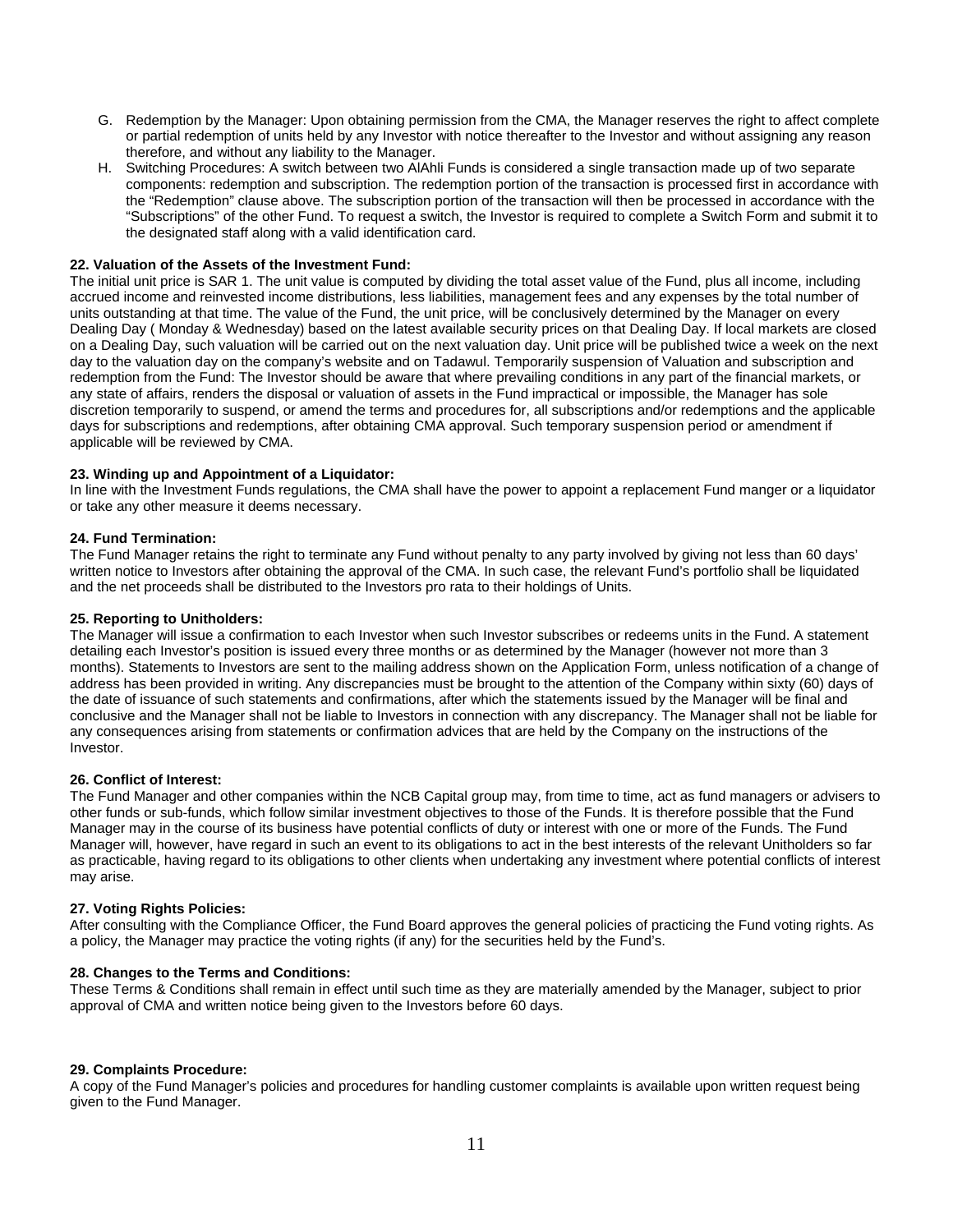G. Redemption by the Manager: Upon obtaining permission from the CMA, the Manager reserves the right to affect complete or partial redemption of units held by any Investor with notice thereafter to the Investor and without assigning any reason therefore, and without any liability to the Manager.

H. Switching Procedures: A switch between two AlAhli Funds is considered a single transaction made up of two separate components: redemption and subscription. The redemption portion of the transaction is processed first in accordance with the "Redemption" clause above. The subscription portion of the transaction will then be processed in accordance with the "Subscriptions" of the other Fund. To request a switch, the Investor is required to complete a Switch Form and submit it to the designated staff along with a valid identification card.

**22. Valuation of the Assets of the Investment Fund:**

The initial unit price is SAR 1. The unit value is computed by dividing the total asset value of the Fund, plus all income, including accrued income and reinvested income distributions, less liabilities, management fees and any expenses by the total number of units outstanding at that time. The value of the Fund, the unit price, will be conclusively determined by the Manager on every Dealing Day ( Monday & Wednesday) based on the latest available security prices on that Dealing Day. If local markets are closed on a Dealing Day, such valuation will be carried out on the next valuation day. Unit price will be published twice a week on the next day to the valuation day on the company's website and on Tadawul. Temporarily suspension of Valuation and subscription and redemption from the Fund: The Investor should be aware that where prevailing conditions in any part of the financial markets, or any state of affairs, renders the disposal or valuation of assets in the Fund impractical or impossible, the Manager has sole discretion temporarily to suspend, or amend the terms and procedures for, all subscriptions and/or redemptions and the applicable days for subscriptions and redemptions, after obtaining CMA approval. Such temporary suspension period or amendment if applicable will be reviewed by CMA.

**23. Winding up and Appointment of a Liquidator:**

In line with the Investment Funds regulations, the CMA shall have the power to appoint a replacement Fund manger or a liquidator or take any other measure it deems necessary.

**24. Fund Termination:**

The Fund Manager retains the right to terminate any Fund without penalty to any party involved by giving not less than 60 days' written notice to Investors after obtaining the approval of the CMA. In such case, the relevant Fund's portfolio shall be liquidated and the net proceeds shall be distributed to the Investors pro rata to their holdings of Units.

**25. Reporting to Unitholders:**

The Manager will issue a confirmation to each Investor when such Investor subscribes or redeems units in the Fund. A statement detailing each Investor's position is issued every three months or as determined by the Manager (however not more than 3 months). Statements to Investors are sent to the mailing address shown on the Application Form, unless notification of a change of address has been provided in writing. Any discrepancies must be brought to the attention of the Company within sixty (60) days of the date of issuance of such statements and confirmations, after which the statements issued by the Manager will be final and conclusive and the Manager shall not be liable to Investors in connection with any discrepancy. The Manager shall not be liable for any consequences arising from statements or confirmation advices that are held by the Company on the instructions of the Investor.

**26. Conflict of Interest:**

The Fund Manager and other companies within the NCB Capital group may, from time to time, act as fund managers or advisers to other funds or sub-funds, which follow similar investment objectives to those of the Funds. It is therefore possible that the Fund Manager may in the course of its business have potential conflicts of duty or interest with one or more of the Funds. The Fund Manager will, however, have regard in such an event to its obligations to act in the best interests of the relevant Unitholders so far as practicable, having regard to its obligations to other clients when undertaking any investment where potential conflicts of interest may arise.

**27. Voting Rights Policies:**

After consulting with the Compliance Officer, the Fund Board approves the general policies of practicing the Fund voting rights. As a policy, the Manager may practice the voting rights (if any) for the securities held by the Fund's.

**28. Changes to the Terms and Conditions:**

These Terms & Conditions shall remain in effect until such time as they are materially amended by the Manager, subject to prior approval of CMA and written notice being given to the Investors before 60 days.

**29. Complaints Procedure:**

A copy of the Fund Manager's policies and procedures for handling customer complaints is available upon written request being given to the Fund Manager.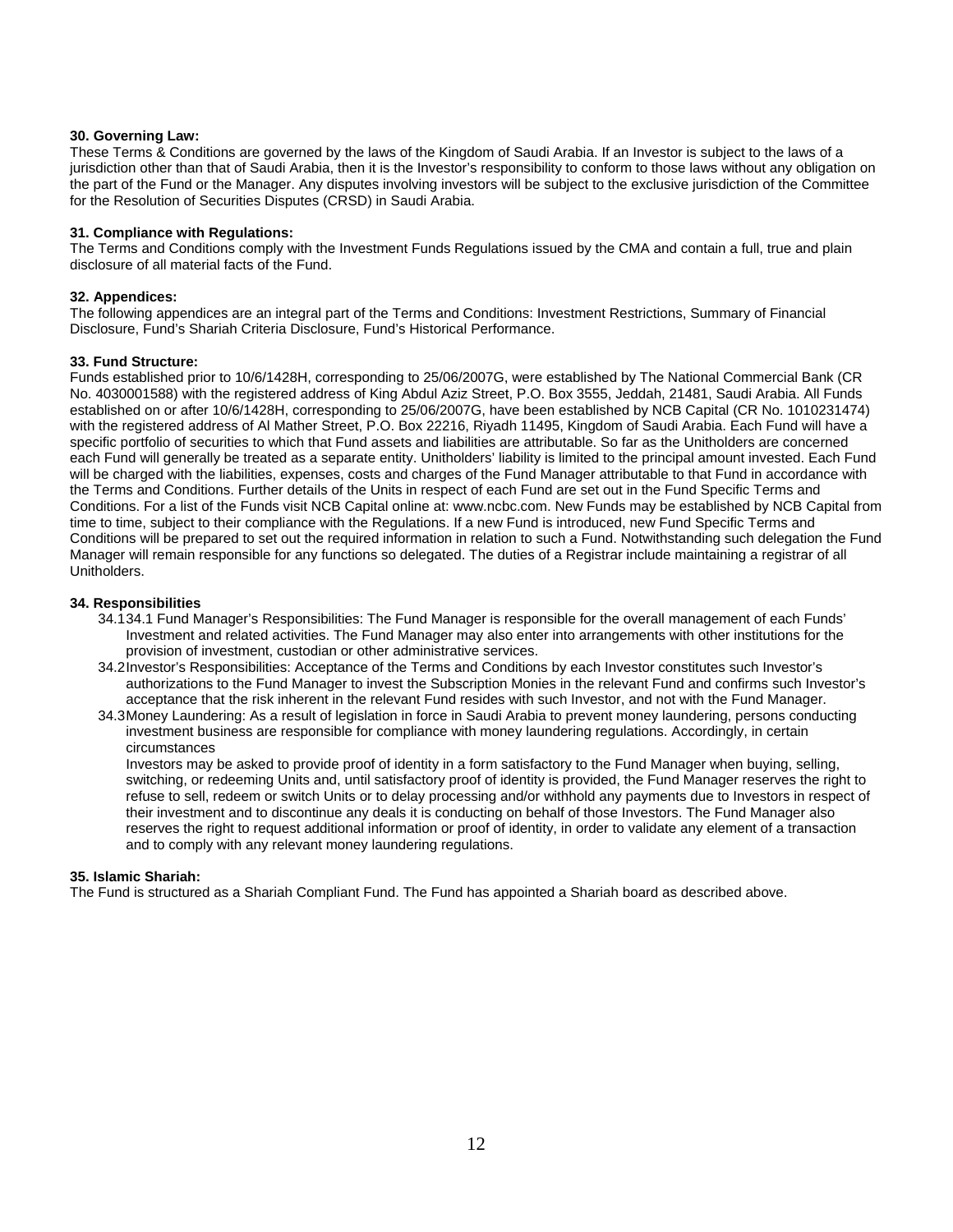**30. Governing Law:**

These Terms & Conditions are governed by the laws of the Kingdom of Saudi Arabia. If an Investor is subject to the laws of a jurisdiction other than that of Saudi Arabia, then it is the Investor's responsibility to conform to those laws without any obligation on the part of the Fund or the Manager. Any disputes involving investors will be subject to the exclusive jurisdiction of the Committee for the Resolution of Securities Disputes (CRSD) in Saudi Arabia.

**31. Compliance with Regulations:**

The Terms and Conditions comply with the Investment Funds Regulations issued by the CMA and contain a full, true and plain disclosure of all material facts of the Fund.

**32. Appendices:**

The following appendices are an integral part of the Terms and Conditions: Investment Restrictions, Summary of Financial Disclosure, Fund's Shariah Criteria Disclosure, Fund's Historical Performance.

**33. Fund Structure:**

Funds established prior to 10/6/1428H, corresponding to 25/06/2007G, were established by The National Commercial Bank (CR No. 4030001588) with the registered address of King Abdul Aziz Street, P.O. Box 3555, Jeddah, 21481, Saudi Arabia. All Funds established on or after 10/6/1428H, corresponding to 25/06/2007G, have been established by NCB Capital (CR No. 1010231474) with the registered address of Al Mather Street, P.O. Box 22216, Riyadh 11495, Kingdom of Saudi Arabia. Each Fund will have a specific portfolio of securities to which that Fund assets and liabilities are attributable. So far as the Unitholders are concerned each Fund will generally be treated as a separate entity. Unitholders' liability is limited to the principal amount invested. Each Fund will be charged with the liabilities, expenses, costs and charges of the Fund Manager attributable to that Fund in accordance with the Terms and Conditions. Further details of the Units in respect of each Fund are set out in the Fund Specific Terms and Conditions. For a list of the Funds visit NCB Capital online at: www.ncbc.com. New Funds may be established by NCB Capital from time to time, subject to their compliance with the Regulations. If a new Fund is introduced, new Fund Specific Terms and Conditions will be prepared to set out the required information in relation to such a Fund. Notwithstanding such delegation the Fund Manager will remain responsible for any functions so delegated. The duties of a Registrar include maintaining a registrar of all Unitholders.

**34. Responsibilities**

- 34.1 34.1 Fund Manager's Responsibilities: The Fund Manager is responsible for the overall management of each Funds' Investment and related activities. The Fund Manager may also enter into arrangements with other institutions for the provision of investment, custodian or other administrative services.
- 34.2 Investor's Responsibilities: Acceptance of the Terms and Conditions by each Investor constitutes such Investor's authorizations to the Fund Manager to invest the Subscription Monies in the relevant Fund and confirms such Investor's acceptance that the risk inherent in the relevant Fund resides with such Investor, and not with the Fund Manager.
- 34.3 Money Laundering: As a result of legislation in force in Saudi Arabia to prevent money laundering, persons conducting investment business are responsible for compliance with money laundering regulations. Accordingly, in certain circumstances

  Investors may be asked to provide proof of identity in a form satisfactory to the Fund Manager when buying, selling, switching, or redeeming Units and, until satisfactory proof of identity is provided, the Fund Manager reserves the right to refuse to sell, redeem or switch Units or to delay processing and/or withhold any payments due to Investors in respect of their investment and to discontinue any deals it is conducting on behalf of those Investors. The Fund Manager also reserves the right to request additional information or proof of identity, in order to validate any element of a transaction and to comply with any relevant money laundering regulations.

**35. Islamic Shariah:**

The Fund is structured as a Shariah Compliant Fund. The Fund has appointed a Shariah board as described above.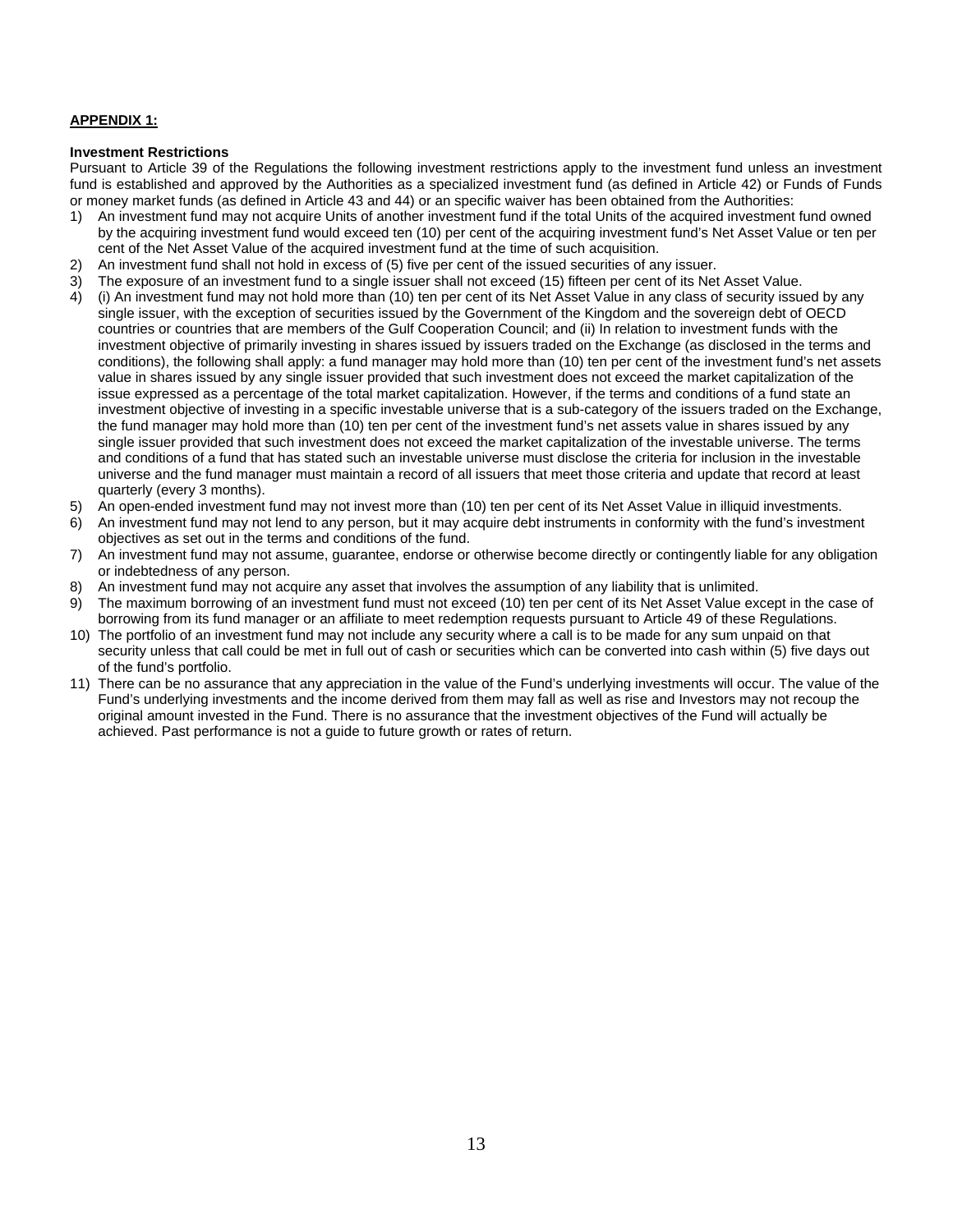**APPENDIX 1:**

**Investment Restrictions**

Pursuant to Article 39 of the Regulations the following investment restrictions apply to the investment fund unless an investment fund is established and approved by the Authorities as a specialized investment fund (as defined in Article 42) or Funds of Funds or money market funds (as defined in Article 43 and 44) or an specific waiver has been obtained from the Authorities:

1) An investment fund may not acquire Units of another investment fund if the total Units of the acquired investment fund owned by the acquiring investment fund would exceed ten (10) per cent of the acquiring investment fund's Net Asset Value or ten per cent of the Net Asset Value of the acquired investment fund at the time of such acquisition.
2) An investment fund shall not hold in excess of (5) five per cent of the issued securities of any issuer.
3) The exposure of an investment fund to a single issuer shall not exceed (15) fifteen per cent of its Net Asset Value.
4) (i) An investment fund may not hold more than (10) ten per cent of its Net Asset Value in any class of security issued by any single issuer, with the exception of securities issued by the Government of the Kingdom and the sovereign debt of OECD countries or countries that are members of the Gulf Cooperation Council; and (ii) In relation to investment funds with the investment objective of primarily investing in shares issued by issuers traded on the Exchange (as disclosed in the terms and conditions), the following shall apply: a fund manager may hold more than (10) ten per cent of the investment fund's net assets value in shares issued by any single issuer provided that such investment does not exceed the market capitalization of the issue expressed as a percentage of the total market capitalization. However, if the terms and conditions of a fund state an investment objective of investing in a specific investable universe that is a sub-category of the issuers traded on the Exchange, the fund manager may hold more than (10) ten per cent of the investment fund's net assets value in shares issued by any single issuer provided that such investment does not exceed the market capitalization of the investable universe. The terms and conditions of a fund that has stated such an investable universe must disclose the criteria for inclusion in the investable universe and the fund manager must maintain a record of all issuers that meet those criteria and update that record at least quarterly (every 3 months).
5) An open-ended investment fund may not invest more than (10) ten per cent of its Net Asset Value in illiquid investments.
6) An investment fund may not lend to any person, but it may acquire debt instruments in conformity with the fund's investment objectives as set out in the terms and conditions of the fund.
7) An investment fund may not assume, guarantee, endorse or otherwise become directly or contingently liable for any obligation or indebtedness of any person.
8) An investment fund may not acquire any asset that involves the assumption of any liability that is unlimited.
9) The maximum borrowing of an investment fund must not exceed (10) ten per cent of its Net Asset Value except in the case of borrowing from its fund manager or an affiliate to meet redemption requests pursuant to Article 49 of these Regulations.
10) The portfolio of an investment fund may not include any security where a call is to be made for any sum unpaid on that security unless that call could be met in full out of cash or securities which can be converted into cash within (5) five days out of the fund's portfolio.
11) There can be no assurance that any appreciation in the value of the Fund's underlying investments will occur. The value of the Fund's underlying investments and the income derived from them may fall as well as rise and Investors may not recoup the original amount invested in the Fund. There is no assurance that the investment objectives of the Fund will actually be achieved. Past performance is not a guide to future growth or rates of return.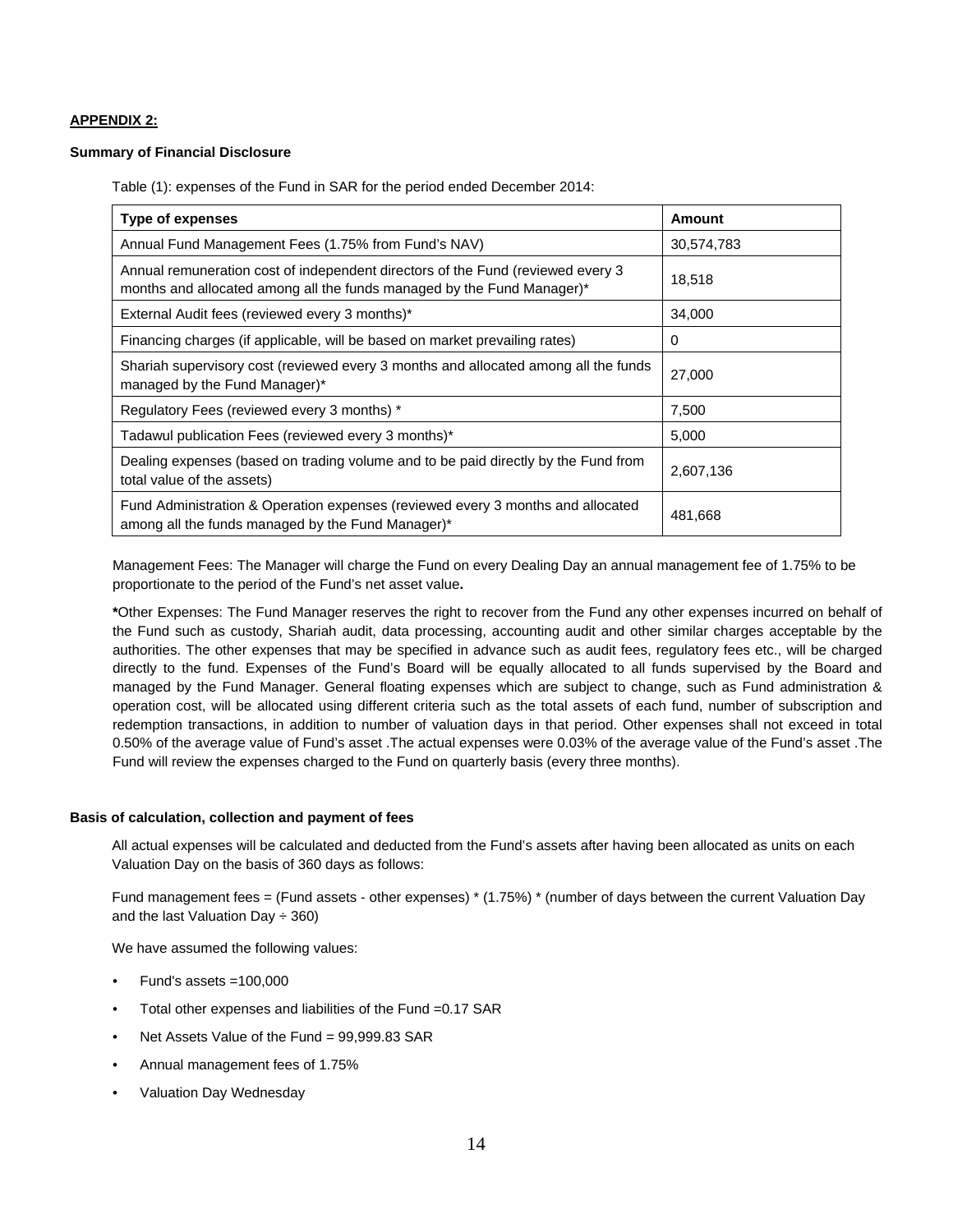**APPENDIX 2:**

**Summary of Financial Disclosure**

Table (1): expenses of the Fund in SAR for the period ended December 2014:

| Type of expenses | Amount |
|---|---|
| Annual Fund Management Fees (1.75% from Fund's NAV) | 30,574,783 |
| Annual remuneration cost of independent directors of the Fund (reviewed every 3 months and allocated among all the funds managed by the Fund Manager)* | 18,518 |
| External Audit fees (reviewed every 3 months)* | 34,000 |
| Financing charges (if applicable, will be based on market prevailing rates) | 0 |
| Shariah supervisory cost (reviewed every 3 months and allocated among all the funds managed by the Fund Manager)* | 27,000 |
| Regulatory Fees (reviewed every 3 months) * | 7,500 |
| Tadawul publication Fees (reviewed every 3 months)* | 5,000 |
| Dealing expenses (based on trading volume and to be paid directly by the Fund from total value of the assets) | 2,607,136 |
| Fund Administration & Operation expenses (reviewed every 3 months and allocated among all the funds managed by the Fund Manager)* | 481,668 |

Management Fees: The Manager will charge the Fund on every Dealing Day an annual management fee of 1.75% to be proportionate to the period of the Fund's net asset value**.**

**\***Other Expenses: The Fund Manager reserves the right to recover from the Fund any other expenses incurred on behalf of the Fund such as custody, Shariah audit, data processing, accounting audit and other similar charges acceptable by the authorities. The other expenses that may be specified in advance such as audit fees, regulatory fees etc., will be charged directly to the fund. Expenses of the Fund's Board will be equally allocated to all funds supervised by the Board and managed by the Fund Manager. General floating expenses which are subject to change, such as Fund administration & operation cost, will be allocated using different criteria such as the total assets of each fund, number of subscription and redemption transactions, in addition to number of valuation days in that period. Other expenses shall not exceed in total 0.50% of the average value of Fund's asset .The actual expenses were 0.03% of the average value of the Fund's asset .The Fund will review the expenses charged to the Fund on quarterly basis (every three months).

**Basis of calculation, collection and payment of fees**

All actual expenses will be calculated and deducted from the Fund's assets after having been allocated as units on each Valuation Day on the basis of 360 days as follows:

Fund management fees = (Fund assets - other expenses) * (1.75%) * (number of days between the current Valuation Day and the last Valuation Day ÷ 360)

We have assumed the following values:

- Fund's assets =100,000
- Total other expenses and liabilities of the Fund =0.17 SAR
- Net Assets Value of the Fund = 99,999.83 SAR
- Annual management fees of 1.75%
- Valuation Day Wednesday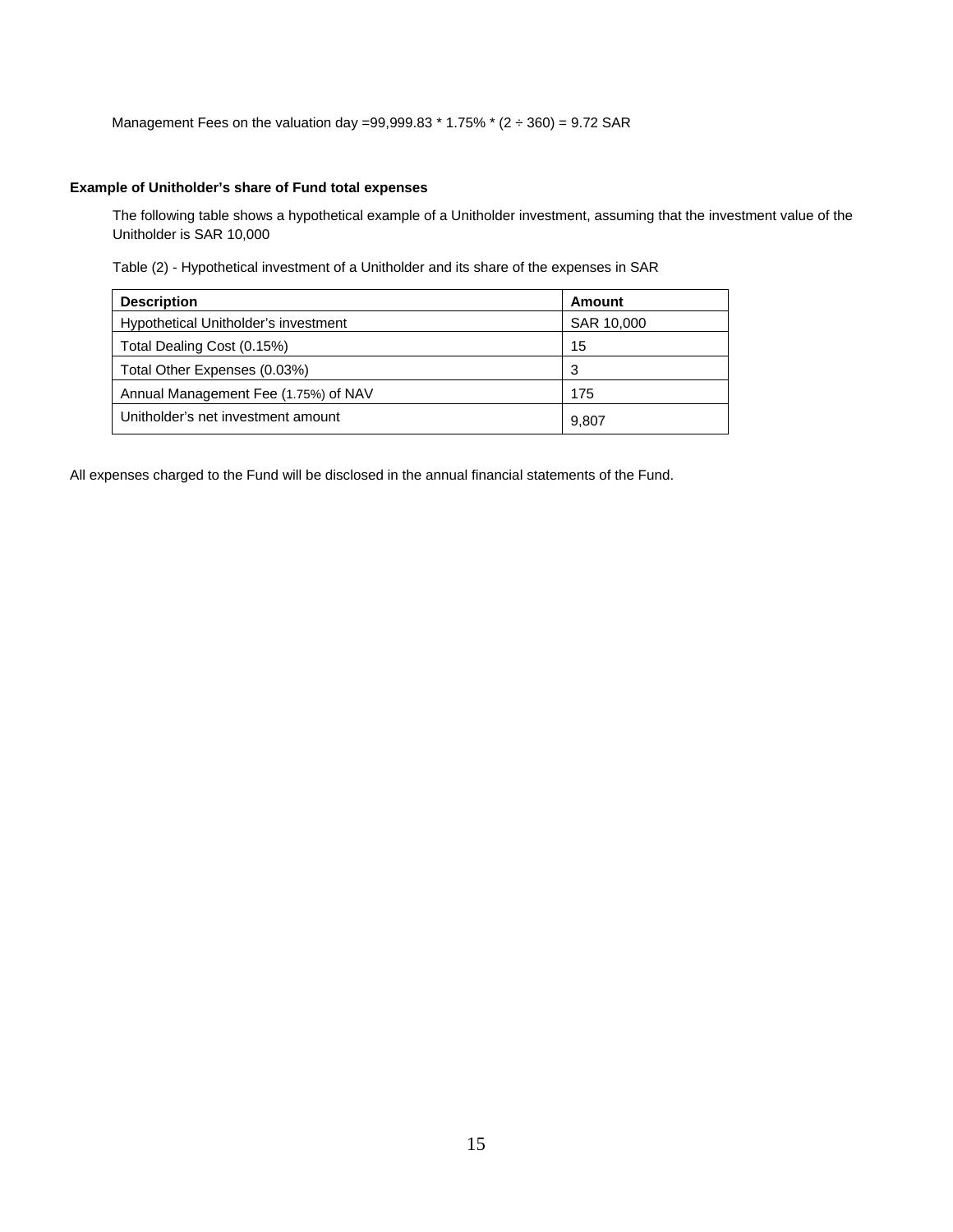Management Fees on the valuation day =99,999.83 * 1.75% * (2 ÷ 360) = 9.72 SAR

**Example of Unitholder's share of Fund total expenses**

The following table shows a hypothetical example of a Unitholder investment, assuming that the investment value of the Unitholder is SAR 10,000

Table (2) - Hypothetical investment of a Unitholder and its share of the expenses in SAR

| Description | Amount |
|---|---|
| Hypothetical Unitholder's investment | SAR 10,000 |
| Total Dealing Cost (0.15%) | 15 |
| Total Other Expenses (0.03%) | 3 |
| Annual Management Fee (1.75%) of NAV | 175 |
| Unitholder's net investment amount | 9,807 |

All expenses charged to the Fund will be disclosed in the annual financial statements of the Fund.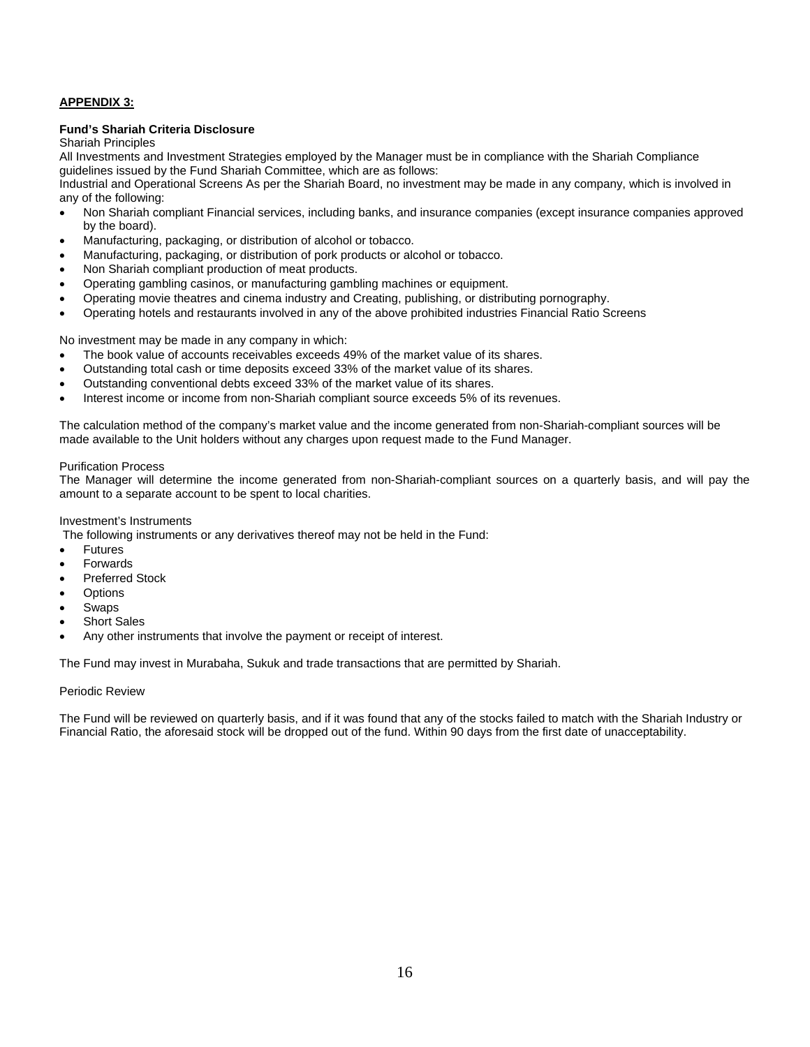**APPENDIX 3:**

**Fund's Shariah Criteria Disclosure**

Shariah Principles

All Investments and Investment Strategies employed by the Manager must be in compliance with the Shariah Compliance guidelines issued by the Fund Shariah Committee, which are as follows:

Industrial and Operational Screens As per the Shariah Board, no investment may be made in any company, which is involved in any of the following:

- Non Shariah compliant Financial services, including banks, and insurance companies (except insurance companies approved by the board).
- Manufacturing, packaging, or distribution of alcohol or tobacco.
- Manufacturing, packaging, or distribution of pork products or alcohol or tobacco.
- Non Shariah compliant production of meat products.
- Operating gambling casinos, or manufacturing gambling machines or equipment.
- Operating movie theatres and cinema industry and Creating, publishing, or distributing pornography.
- Operating hotels and restaurants involved in any of the above prohibited industries Financial Ratio Screens

No investment may be made in any company in which:

- The book value of accounts receivables exceeds 49% of the market value of its shares.
- Outstanding total cash or time deposits exceed 33% of the market value of its shares.
- Outstanding conventional debts exceed 33% of the market value of its shares.
- Interest income or income from non-Shariah compliant source exceeds 5% of its revenues.

The calculation method of the company's market value and the income generated from non-Shariah-compliant sources will be made available to the Unit holders without any charges upon request made to the Fund Manager.

Purification Process

The Manager will determine the income generated from non-Shariah-compliant sources on a quarterly basis, and will pay the amount to a separate account to be spent to local charities.

Investment's Instruments

The following instruments or any derivatives thereof may not be held in the Fund:

- Futures
- Forwards
- Preferred Stock
- Options
- Swaps
- Short Sales
- Any other instruments that involve the payment or receipt of interest.

The Fund may invest in Murabaha, Sukuk and trade transactions that are permitted by Shariah.

Periodic Review

The Fund will be reviewed on quarterly basis, and if it was found that any of the stocks failed to match with the Shariah Industry or Financial Ratio, the aforesaid stock will be dropped out of the fund. Within 90 days from the first date of unacceptability.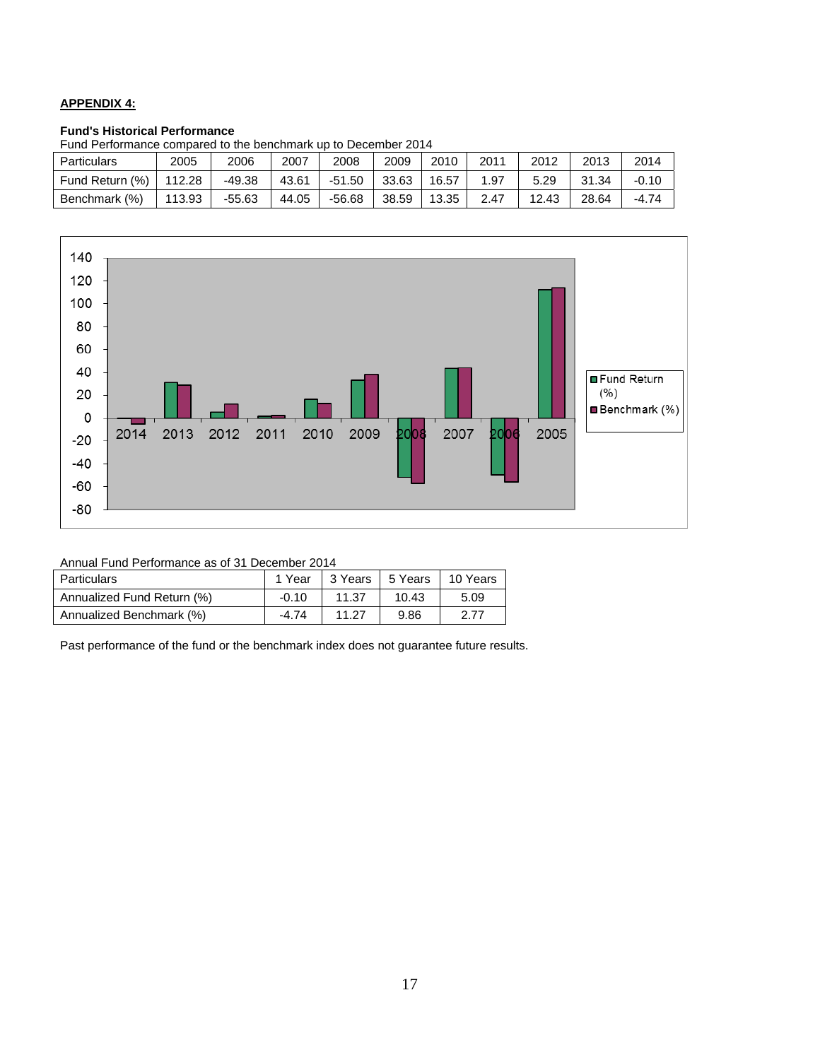**APPENDIX 4:**

**Fund's Historical Performance**

Fund Performance compared to the benchmark up to December 2014

| Particulars | 2005 | 2006 | 2007 | 2008 | 2009 | 2010 | 2011 | 2012 | 2013 | 2014 |
|---|---|---|---|---|---|---|---|---|---|---|
| Fund Return (%) | 112.28 | -49.38 | 43.61 | -51.50 | 33.63 | 16.57 | 1.97 | 5.29 | 31.34 | -0.10 |
| Benchmark (%) | 113.93 | -55.63 | 44.05 | -56.68 | 38.59 | 13.35 | 2.47 | 12.43 | 28.64 | -4.74 |

Annual Fund Performance as of 31 December 2014

| Particulars | 1 Year | 3 Years | 5 Years | 10 Years |
|---|---|---|---|---|
| Annualized Fund Return (%) | -0.10 | 11.37 | 10.43 | 5.09 |
| Annualized Benchmark (%) | -4.74 | 11.27 | 9.86 | 2.77 |

Past performance of the fund or the benchmark index does not guarantee future results.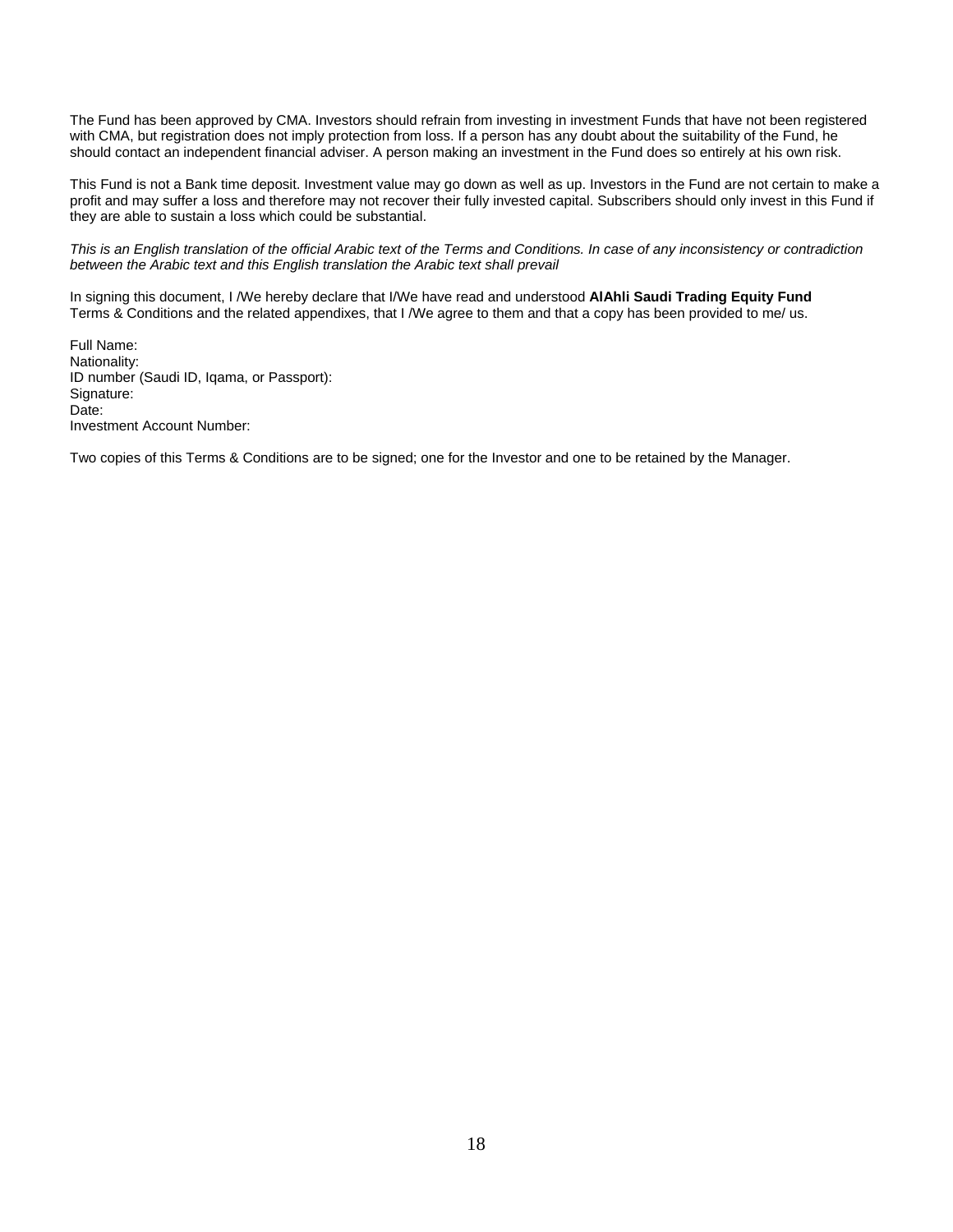The Fund has been approved by CMA. Investors should refrain from investing in investment Funds that have not been registered with CMA, but registration does not imply protection from loss. If a person has any doubt about the suitability of the Fund, he should contact an independent financial adviser. A person making an investment in the Fund does so entirely at his own risk.

This Fund is not a Bank time deposit. Investment value may go down as well as up. Investors in the Fund are not certain to make a profit and may suffer a loss and therefore may not recover their fully invested capital. Subscribers should only invest in this Fund if they are able to sustain a loss which could be substantial.

*This is an English translation of the official Arabic text of the Terms and Conditions. In case of any inconsistency or contradiction between the Arabic text and this English translation the Arabic text shall prevail*

In signing this document, I /We hereby declare that I/We have read and understood **AlAhli Saudi Trading Equity Fund** Terms & Conditions and the related appendixes, that I /We agree to them and that a copy has been provided to me/ us.

Full Name:
Nationality:
ID number (Saudi ID, Iqama, or Passport):
Signature:
Date:
Investment Account Number:

Two copies of this Terms & Conditions are to be signed; one for the Investor and one to be retained by the Manager.